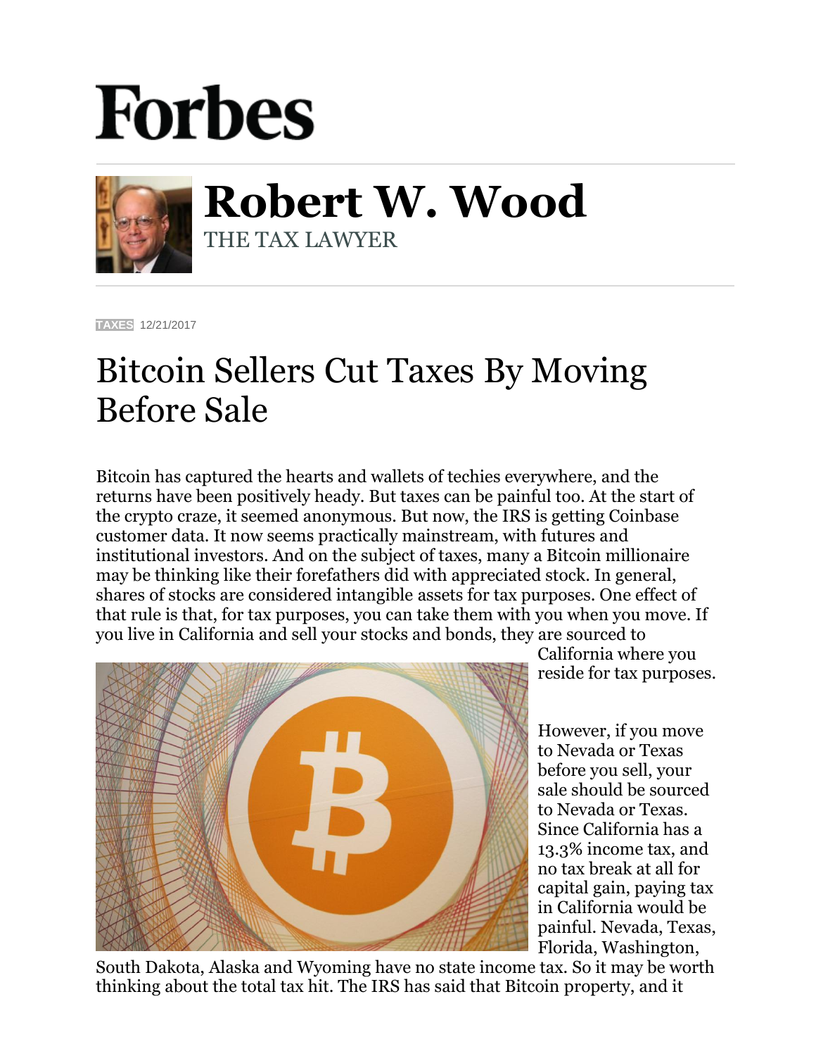# Forbes

## Robert W. Wood

THE TAX LAWYER

TAXES 12/21/2017

# Bitcoin Sellers Cut Taxes By Moving Before Sale

Bitcoin has captured the hearts and wallets of techies everywhere, and the returns have been positively heady. But taxes can be painful too. At the start of the crypto craze, it seemed anonymous. But now, the IRS is getting Coinbase customer data. It now seems practically mainstream, with futures and institutional investors. And on the subject of taxes, many a Bitcoin millionaire may be thinking like their forefathers did with appreciated stock. In general, shares of stocks are considered intangible assets for tax purposes. One effect of that rule is that, for tax purposes, you can take them with you when you move. If you live in California and sell your stocks and bonds, they are sourced to California where you reside for tax purposes.

However, if you move to Nevada or Texas before you sell, your sale should be sourced to Nevada or Texas. Since California has a 13.3% income tax, and no tax break at all for capital gain, paying tax in California would be painful. Nevada, Texas, Florida, Washington, South Dakota, Alaska and Wyoming have no state income tax. So it may be worth thinking about the total tax hit. The IRS has said that Bitcoin property, and it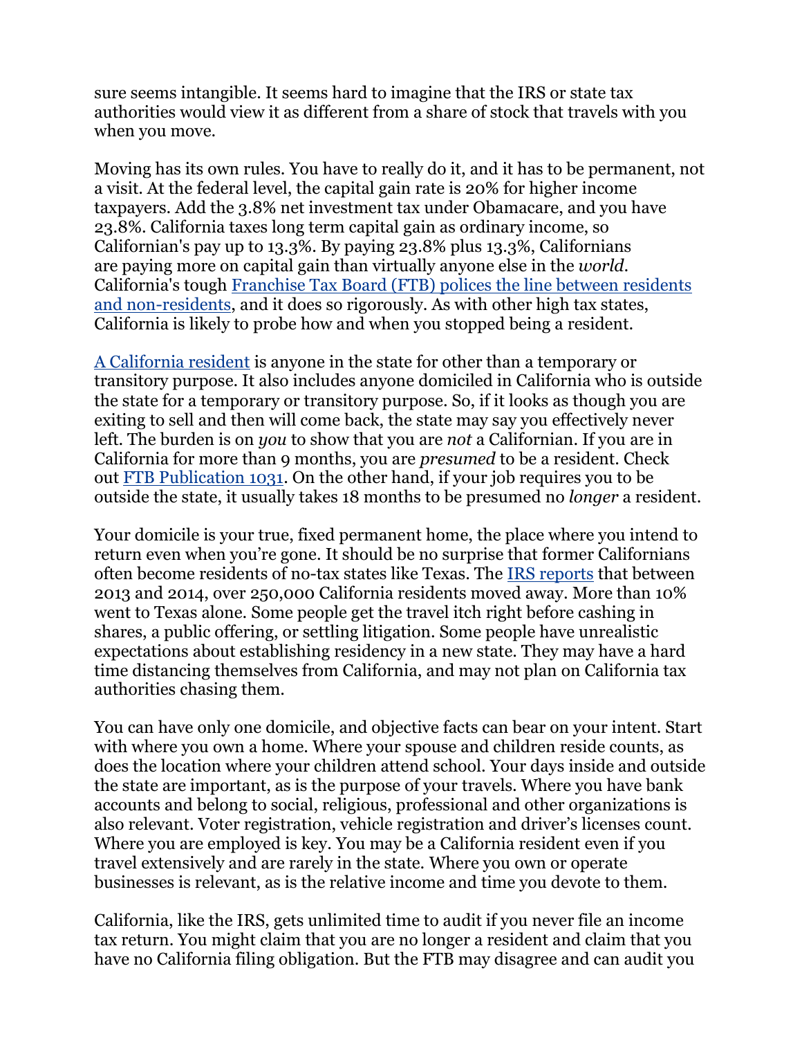sure seems intangible. It seems hard to imagine that the IRS or state tax authorities would view it as different from a share of stock that travels with you when you move.

Moving has its own rules. You have to really do it, and it has to be permanent, not a visit. At the federal level, the capital gain rate is 20% for higher income taxpayers. Add the 3.8% net investment tax under Obamacare, and you have 23.8%. California taxes long term capital gain as ordinary income, so Californian's pay up to 13.3%. By paying 23.8% plus 13.3%, Californians are paying more on capital gain than virtually anyone else in the *world*. California's tough [Franchise Tax Board (FTB) polices the line between residents and non-residents](), and it does so rigorously. As with other high tax states, California is likely to probe how and when you stopped being a resident.

[A California resident]() is anyone in the state for other than a temporary or transitory purpose. It also includes anyone domiciled in California who is outside the state for a temporary or transitory purpose. So, if it looks as though you are exiting to sell and then will come back, the state may say you effectively never left. The burden is on *you* to show that you are *not* a Californian. If you are in California for more than 9 months, you are *presumed* to be a resident. Check out [FTB Publication 1031](). On the other hand, if your job requires you to be outside the state, it usually takes 18 months to be presumed no *longer* a resident.

Your domicile is your true, fixed permanent home, the place where you intend to return even when you're gone. It should be no surprise that former Californians often become residents of no-tax states like Texas. The [IRS reports]() that between 2013 and 2014, over 250,000 California residents moved away. More than 10% went to Texas alone. Some people get the travel itch right before cashing in shares, a public offering, or settling litigation. Some people have unrealistic expectations about establishing residency in a new state. They may have a hard time distancing themselves from California, and may not plan on California tax authorities chasing them.

You can have only one domicile, and objective facts can bear on your intent. Start with where you own a home. Where your spouse and children reside counts, as does the location where your children attend school. Your days inside and outside the state are important, as is the purpose of your travels. Where you have bank accounts and belong to social, religious, professional and other organizations is also relevant. Voter registration, vehicle registration and driver's licenses count. Where you are employed is key. You may be a California resident even if you travel extensively and are rarely in the state. Where you own or operate businesses is relevant, as is the relative income and time you devote to them.

California, like the IRS, gets unlimited time to audit if you never file an income tax return. You might claim that you are no longer a resident and claim that you have no California filing obligation. But the FTB may disagree and can audit you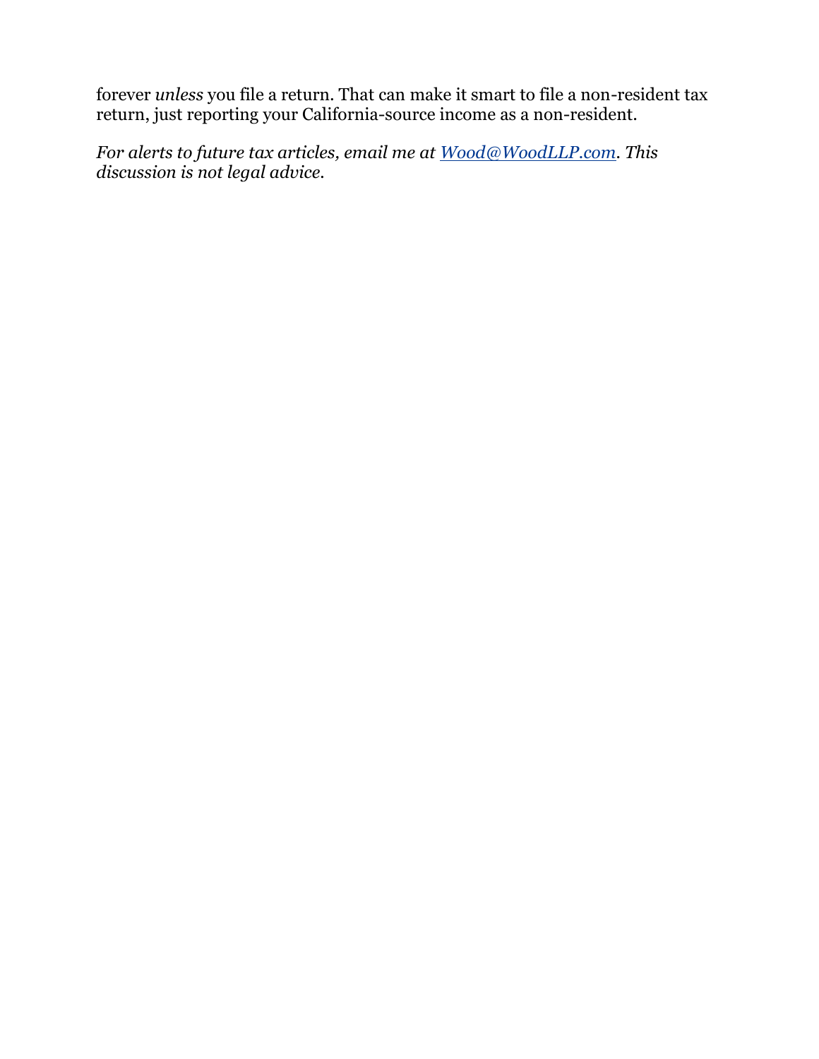forever *unless* you file a return. That can make it smart to file a non-resident tax return, just reporting your California-source income as a non-resident.

*For alerts to future tax articles, email me at [Wood@WoodLLP.com](mailto:Wood@WoodLLP.com). This discussion is not legal advice.*